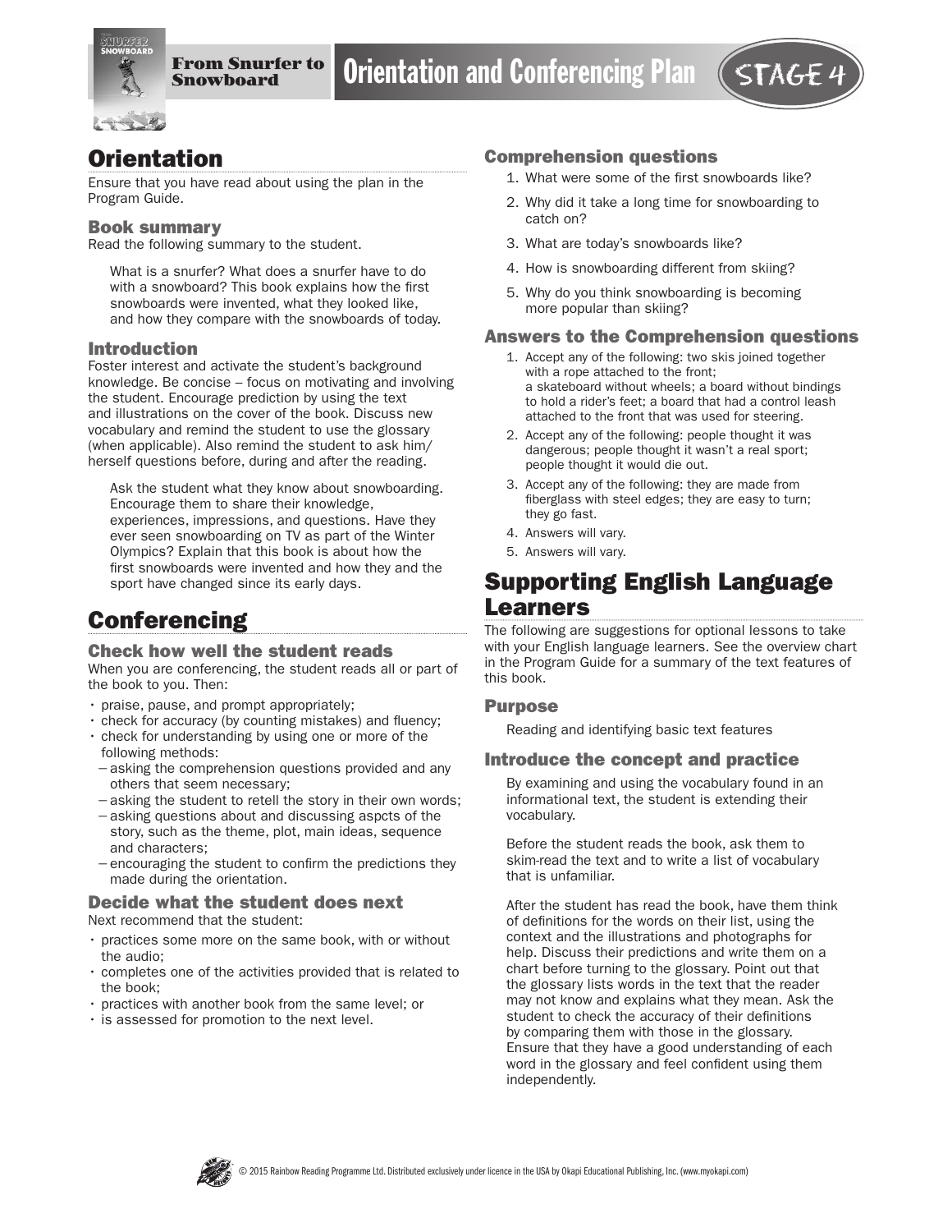From Snurfer to Snowboard

# Orientation and Conferencing Plan

STAGE 4

## Orientation

Ensure that you have read about using the plan in the Program Guide.

### Book summary

Read the following summary to the student.

> What is a snurfer? What does a snurfer have to do with a snowboard? This book explains how the first snowboards were invented, what they looked like, and how they compare with the snowboards of today.

### Introduction

Foster interest and activate the student's background knowledge. Be concise – focus on motivating and involving the student. Encourage prediction by using the text and illustrations on the cover of the book. Discuss new vocabulary and remind the student to use the glossary (when applicable). Also remind the student to ask him/herself questions before, during and after the reading.

> Ask the student what they know about snowboarding. Encourage them to share their knowledge, experiences, impressions, and questions. Have they ever seen snowboarding on TV as part of the Winter Olympics? Explain that this book is about how the first snowboards were invented and how they and the sport have changed since its early days.

## Conferencing

### Check how well the student reads

When you are conferencing, the student reads all or part of the book to you. Then:

- praise, pause, and prompt appropriately;
- check for accuracy (by counting mistakes) and fluency;
- check for understanding by using one or more of the following methods:
  - asking the comprehension questions provided and any others that seem necessary;
  - asking the student to retell the story in their own words;
  - asking questions about and discussing aspcts of the story, such as the theme, plot, main ideas, sequence and characters;
  - encouraging the student to confirm the predictions they made during the orientation.

### Decide what the student does next

Next recommend that the student:

- practices some more on the same book, with or without the audio;
- completes one of the activities provided that is related to the book;
- practices with another book from the same level; or
- is assessed for promotion to the next level.

### Comprehension questions

1. What were some of the first snowboards like?
2. Why did it take a long time for snowboarding to catch on?
3. What are today's snowboards like?
4. How is snowboarding different from skiing?
5. Why do you think snowboarding is becoming more popular than skiing?

### Answers to the Comprehension questions

1. Accept any of the following: two skis joined together with a rope attached to the front; a skateboard without wheels; a board without bindings to hold a rider's feet; a board that had a control leash attached to the front that was used for steering.
2. Accept any of the following: people thought it was dangerous; people thought it wasn't a real sport; people thought it would die out.
3. Accept any of the following: they are made from fiberglass with steel edges; they are easy to turn; they go fast.
4. Answers will vary.
5. Answers will vary.

## Supporting English Language Learners

The following are suggestions for optional lessons to take with your English language learners. See the overview chart in the Program Guide for a summary of the text features of this book.

### Purpose

Reading and identifying basic text features

### Introduce the concept and practice

By examining and using the vocabulary found in an informational text, the student is extending their vocabulary.

Before the student reads the book, ask them to skim-read the text and to write a list of vocabulary that is unfamiliar.

After the student has read the book, have them think of definitions for the words on their list, using the context and the illustrations and photographs for help. Discuss their predictions and write them on a chart before turning to the glossary. Point out that the glossary lists words in the text that the reader may not know and explains what they mean. Ask the student to check the accuracy of their definitions by comparing them with those in the glossary. Ensure that they have a good understanding of each word in the glossary and feel confident using them independently.

© 2015 Rainbow Reading Programme Ltd. Distributed exclusively under licence in the USA by Okapi Educational Publishing, Inc. (www.myokapi.com)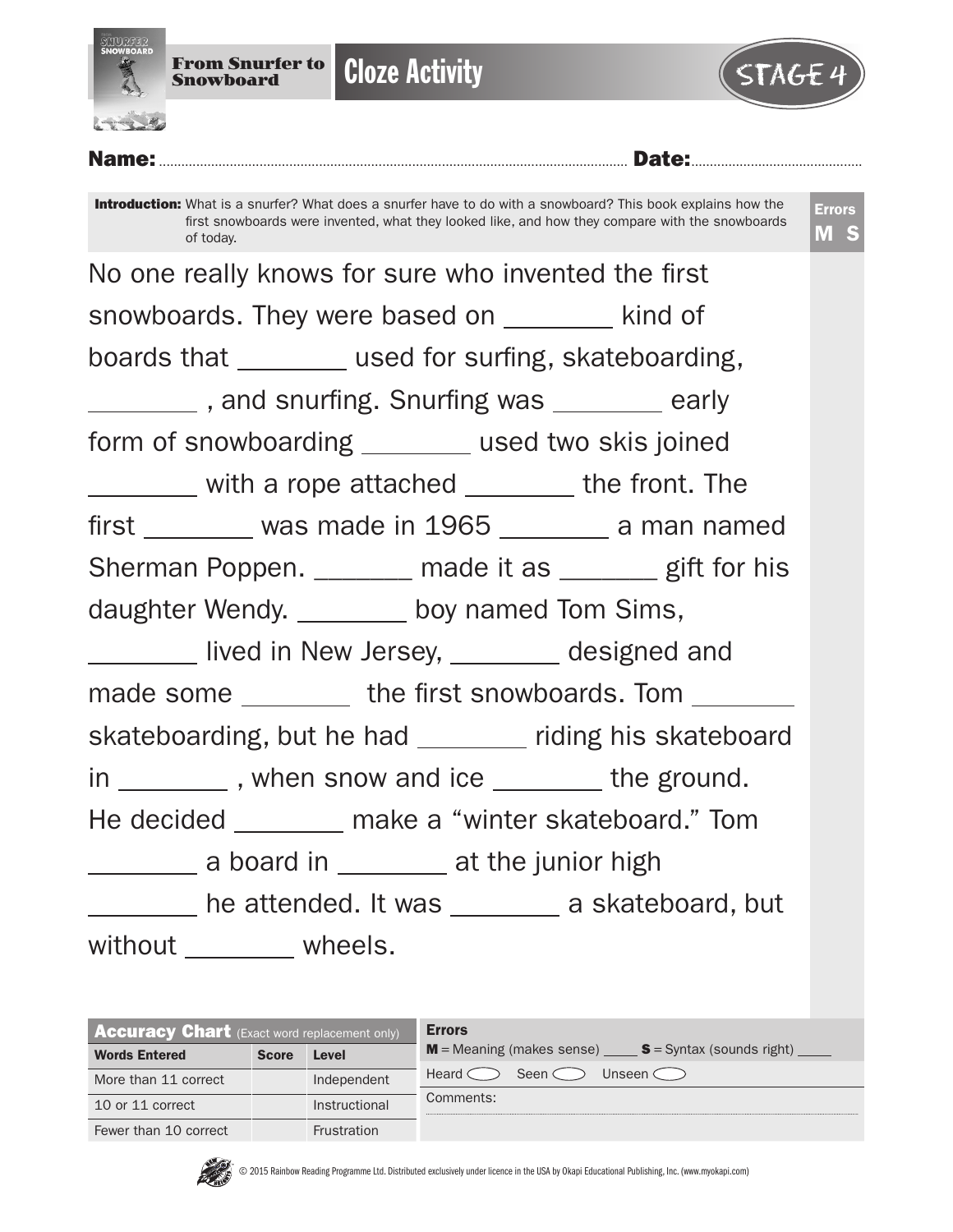**From Snurfer to Snowboard**

# Cloze Activity

STAGE 4

**Name:** ............................................ **Date:** ............................................

**Introduction:** What is a snurfer? What does a snurfer have to do with a snowboard? This book explains how the first snowboards were invented, what they looked like, and how they compare with the snowboards of today.

**Errors**
**M S**

No one really knows for sure who invented the first snowboards. They were based on ________ kind of boards that ________ used for surfing, skateboarding, ________ , and snurfing. Snurfing was ________ early form of snowboarding ________ used two skis joined ________ with a rope attached ________ the front. The first ________ was made in 1965 ________ a man named Sherman Poppen. _______ made it as _______ gift for his daughter Wendy. ________ boy named Tom Sims, ________ lived in New Jersey, ________ designed and made some ________ the first snowboards. Tom ________ skateboarding, but he had ________ riding his skateboard in ________ , when snow and ice ________ the ground. He decided ________ make a "winter skateboard." Tom ________ a board in ________ at the junior high ________ he attended. It was ________ a skateboard, but without ________ wheels.

| **Accuracy Chart** (Exact word replacement only) | | |
|---|---|---|
| **Words Entered** | **Score** | **Level** |
| More than 11 correct | | Independent |
| 10 or 11 correct | | Instructional |
| Fewer than 10 correct | | Frustration |

**Errors**

**M** = Meaning (makes sense) ____ **S** = Syntax (sounds right) ____

Heard ⬭ Seen ⬭ Unseen ⬭

Comments:

© 2015 Rainbow Reading Programme Ltd. Distributed exclusively under licence in the USA by Okapi Educational Publishing, Inc. (www.myokapi.com)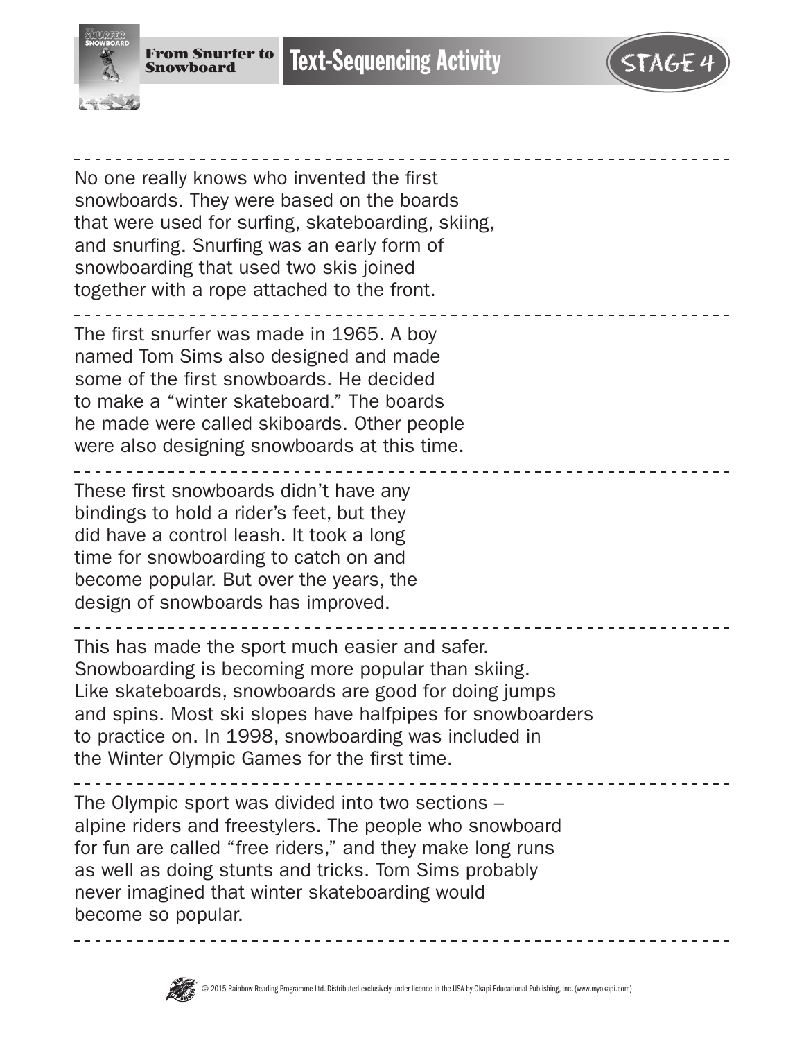# Text-Sequencing Activity

**From Snurfer to Snowboard**

STAGE 4

---

No one really knows who invented the first snowboards. They were based on the boards that were used for surfing, skateboarding, skiing, and snurfing. Snurfing was an early form of snowboarding that used two skis joined together with a rope attached to the front.

---

The first snurfer was made in 1965. A boy named Tom Sims also designed and made some of the first snowboards. He decided to make a "winter skateboard." The boards he made were called skiboards. Other people were also designing snowboards at this time.

---

These first snowboards didn't have any bindings to hold a rider's feet, but they did have a control leash. It took a long time for snowboarding to catch on and become popular. But over the years, the design of snowboards has improved.

---

This has made the sport much easier and safer. Snowboarding is becoming more popular than skiing. Like skateboards, snowboards are good for doing jumps and spins. Most ski slopes have halfpipes for snowboarders to practice on. In 1998, snowboarding was included in the Winter Olympic Games for the first time.

---

The Olympic sport was divided into two sections – alpine riders and freestylers. The people who snowboard for fun are called "free riders," and they make long runs as well as doing stunts and tricks. Tom Sims probably never imagined that winter skateboarding would become so popular.

---

© 2015 Rainbow Reading Programme Ltd. Distributed exclusively under licence in the USA by Okapi Educational Publishing, Inc. (www.myokapi.com)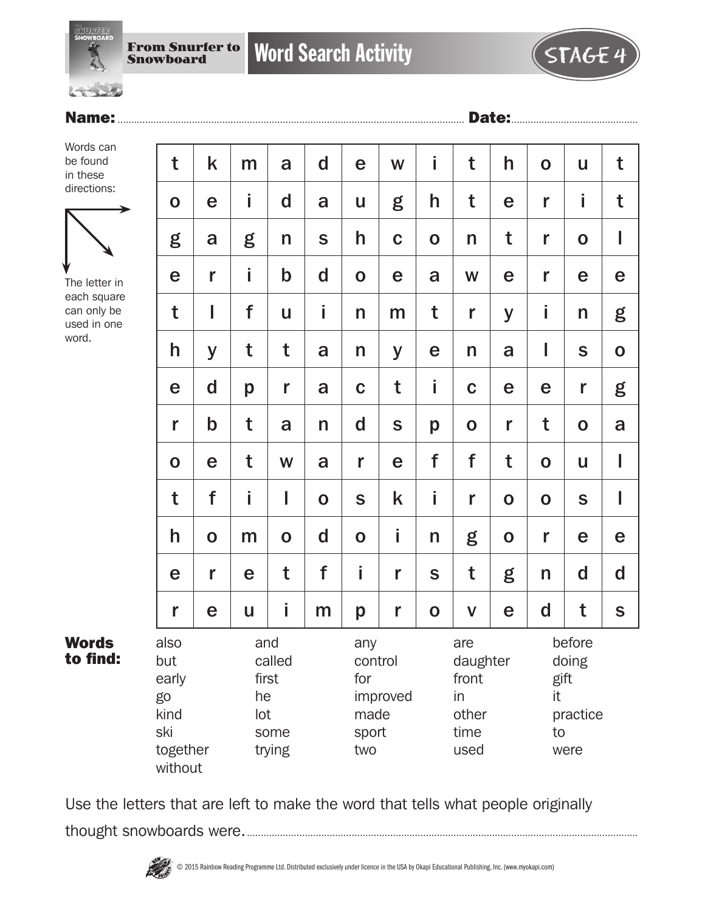From Snurfer to Snowboard

# Word Search Activity

STAGE 4

**Name:** ........................................ **Date:** ........................

Words can be found in these directions: → ↘ ↓

The letter in each square can only be used in one word.

| | | | | | | | | | | | | |
|---|---|---|---|---|---|---|---|---|---|---|---|---|
| t | k | m | a | d | e | w | i | t | h | o | u | t |
| o | e | i | d | a | u | g | h | t | e | r | i | t |
| g | a | g | n | s | h | c | o | n | t | r | o | l |
| e | r | i | b | d | o | e | a | w | e | r | e | e |
| t | l | f | u | i | n | m | t | r | y | i | n | g |
| h | y | t | t | a | n | y | e | n | a | l | s | o |
| e | d | p | r | a | c | t | i | c | e | e | r | g |
| r | b | t | a | n | d | s | p | o | r | t | o | a |
| o | e | t | w | a | r | e | f | f | t | o | u | l |
| t | f | i | l | o | s | k | i | r | o | o | s | l |
| h | o | m | o | d | o | i | n | g | o | r | e | e |
| e | r | e | t | f | i | r | s | t | g | n | d | d |
| r | e | u | i | m | p | r | o | v | e | d | t | s |

**Words to find:**

| | | | | |
|---|---|---|---|---|
| also | and | any | are | before |
| but | called | control | daughter | doing |
| early | first | for | front | gift |
| go | he | improved | in | it |
| kind | lot | made | other | practice |
| ski | some | sport | time | to |
| together | trying | two | used | were |
| without | | | | |

Use the letters that are left to make the word that tells what people originally thought snowboards were. ........................................................................

© 2015 Rainbow Reading Programme Ltd. Distributed exclusively under licence in the USA by Okapi Educational Publishing, Inc. (www.myokapi.com)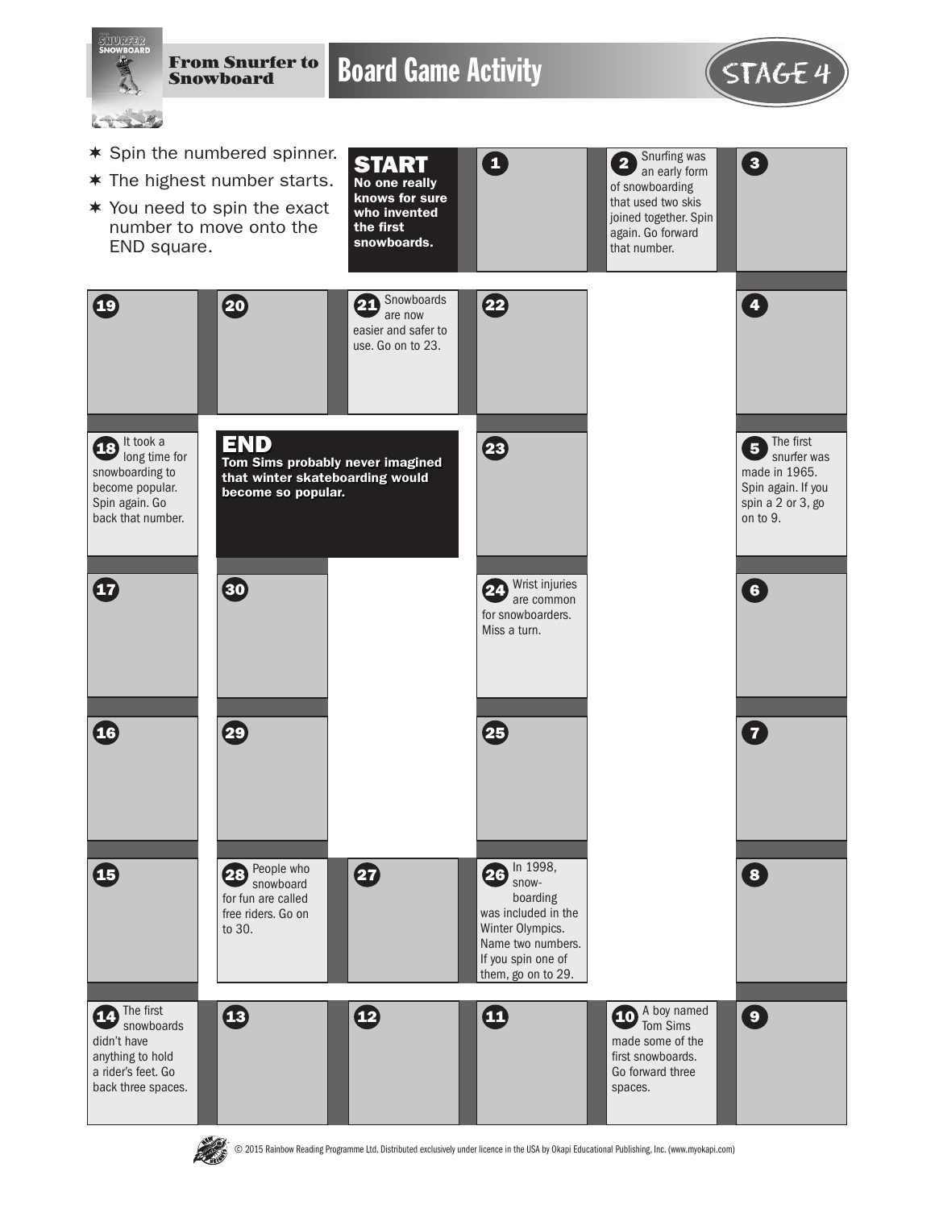# From Snurfer to Snowboard

## Board Game Activity

STAGE 4

- Spin the numbered spinner.
- The highest number starts.
- You need to spin the exact number to move onto the END square.

**START**
**No one really knows for sure who invented the first snowboards.**

**1**

**2** Snurfing was an early form of snowboarding that used two skis joined together. Spin again. Go forward that number.

**3**

**4**

**5** The first snurfer was made in 1965. Spin again. If you spin a 2 or 3, go on to 9.

**6**

**7**

**8**

**9**

**10** A boy named Tom Sims made some of the first snowboards. Go forward three spaces.

**11**

**12**

**13**

**14** The first snowboards didn't have anything to hold a rider's feet. Go back three spaces.

**15**

**16**

**17**

**18** It took a long time for snowboarding to become popular. Spin again. Go back that number.

**19**

**20**

**21** Snowboards are now easier and safer to use. Go on to 23.

**22**

**23**

**24** Wrist injuries are common for snowboarders. Miss a turn.

**25**

**26** In 1998, snowboarding was included in the Winter Olympics. Name two numbers. If you spin one of them, go on to 29.

**27**

**28** People who snowboard for fun are called free riders. Go on to 30.

**29**

**30**

**END**
**Tom Sims probably never imagined that winter skateboarding would become so popular.**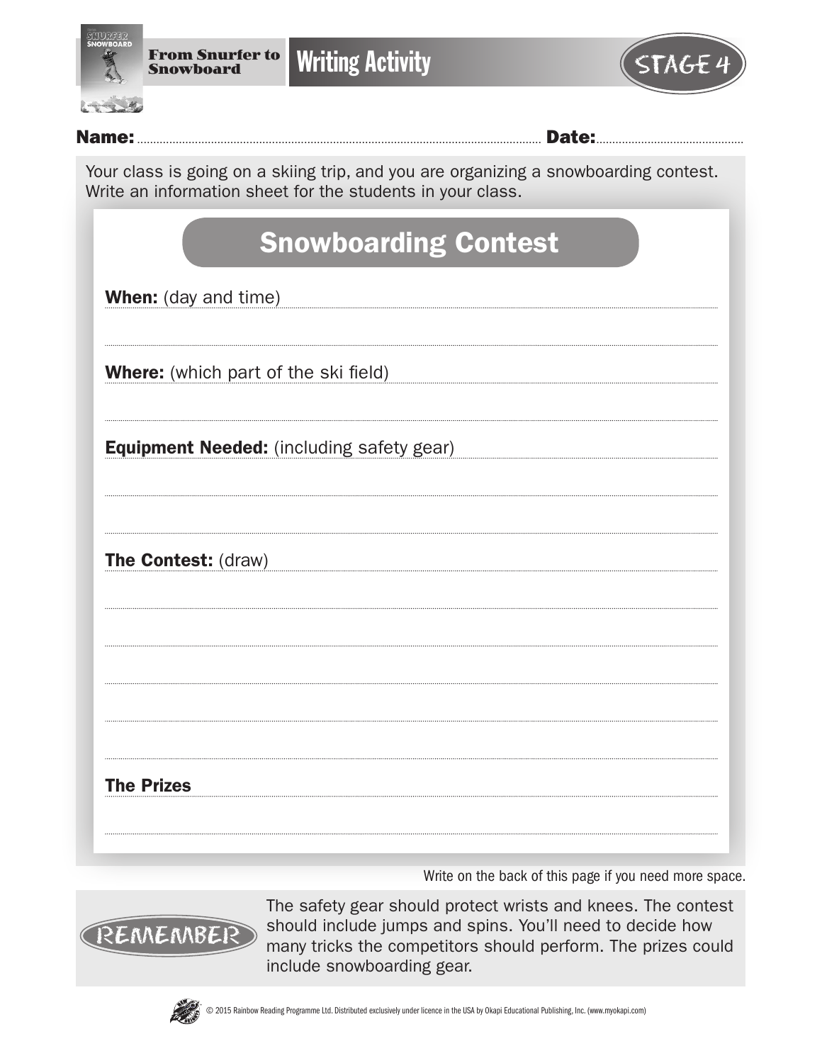**From Snurfer to Snowboard**

# Writing Activity

STAGE 4

**Name:** .................................................. **Date:** ..............................

Your class is going on a skiing trip, and you are organizing a snowboarding contest. Write an information sheet for the students in your class.

## Snowboarding Contest

**When:** (day and time)

**Where:** (which part of the ski field)

**Equipment Needed:** (including safety gear)

**The Contest:** (draw)

**The Prizes**

Write on the back of this page if you need more space.

**REMEMBER**

The safety gear should protect wrists and knees. The contest should include jumps and spins. You'll need to decide how many tricks the competitors should perform. The prizes could include snowboarding gear.

© 2015 Rainbow Reading Programme Ltd. Distributed exclusively under licence in the USA by Okapi Educational Publishing, Inc. (www.myokapi.com)